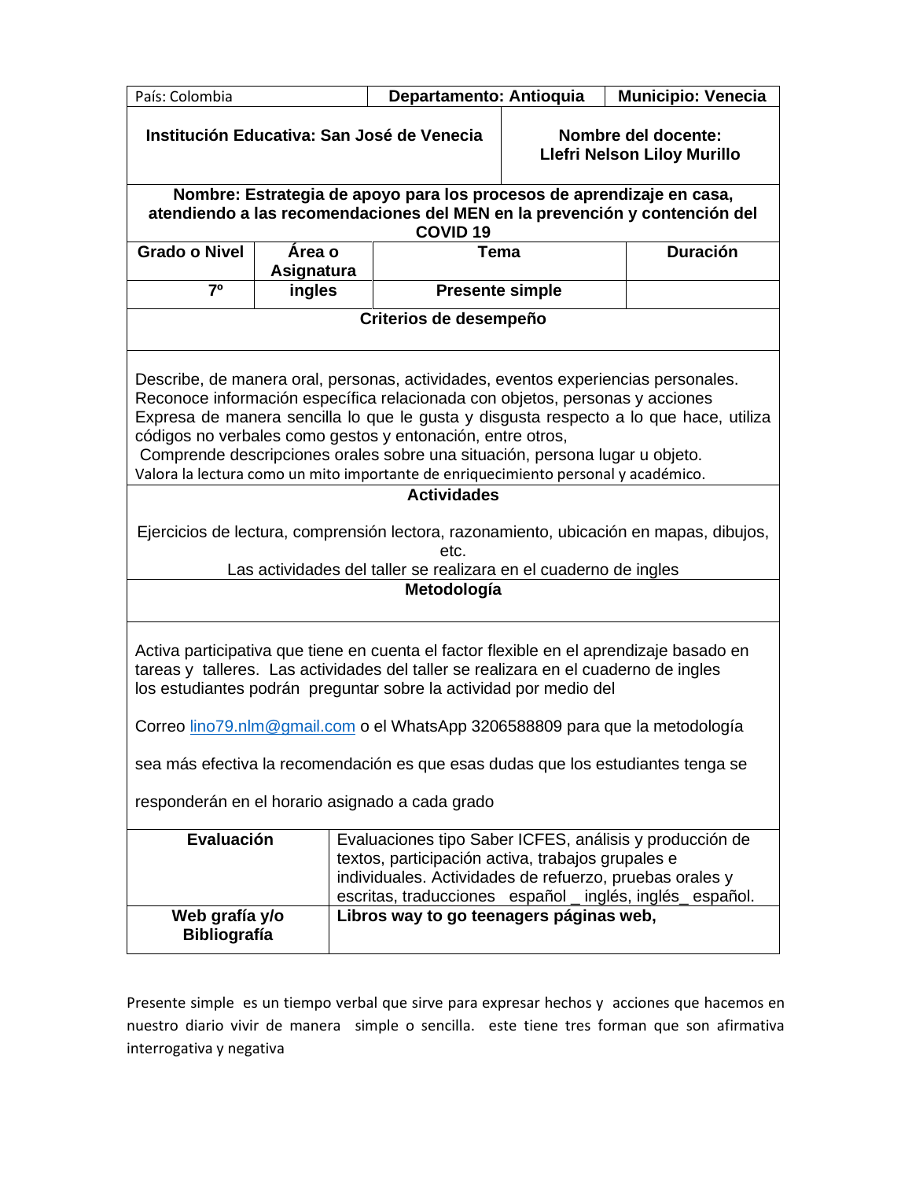| País: Colombia | Departamento: Antioquia | Municipio: Venecia |
|---|---|---|
| **Institución Educativa: San José de Venecia** | **Nombre del docente: Llefri Nelson Liloy Murillo** | |

**Nombre: Estrategia de apoyo para los procesos de aprendizaje en casa, atendiendo a las recomendaciones del MEN en la prevención y contención del COVID 19**

| Grado o Nivel | Área o Asignatura | Tema | Duración |
|---|---|---|---|
| 7º | ingles | Presente simple | |

**Criterios de desempeño**

Describe, de manera oral, personas, actividades, eventos experiencias personales.
Reconoce información específica relacionada con objetos, personas y acciones
Expresa de manera sencilla lo que le gusta y disgusta respecto a lo que hace, utiliza códigos no verbales como gestos y entonación, entre otros,
Comprende descripciones orales sobre una situación, persona lugar u objeto.
Valora la lectura como un mito importante de enriquecimiento personal y académico.

**Actividades**

Ejercicios de lectura, comprensión lectora, razonamiento, ubicación en mapas, dibujos, etc.
Las actividades del taller se realizara en el cuaderno de ingles

**Metodología**

Activa participativa que tiene en cuenta el factor flexible en el aprendizaje basado en tareas y talleres. Las actividades del taller se realizara en el cuaderno de ingles los estudiantes podrán preguntar sobre la actividad por medio del

Correo lino79.nlm@gmail.com o el WhatsApp 3206588809 para que la metodología

sea más efectiva la recomendación es que esas dudas que los estudiantes tenga se

responderán en el horario asignado a cada grado

| **Evaluación** | Evaluaciones tipo Saber ICFES, análisis y producción de textos, participación activa, trabajos grupales e individuales. Actividades de refuerzo, pruebas orales y escritas, traducciones español _ inglés, inglés_ español. |
|---|---|
| **Web grafía y/o Bibliografía** | **Libros way to go teenagers páginas web,** |

Presente simple es un tiempo verbal que sirve para expresar hechos y acciones que hacemos en nuestro diario vivir de manera simple o sencilla. este tiene tres forman que son afirmativa interrogativa y negativa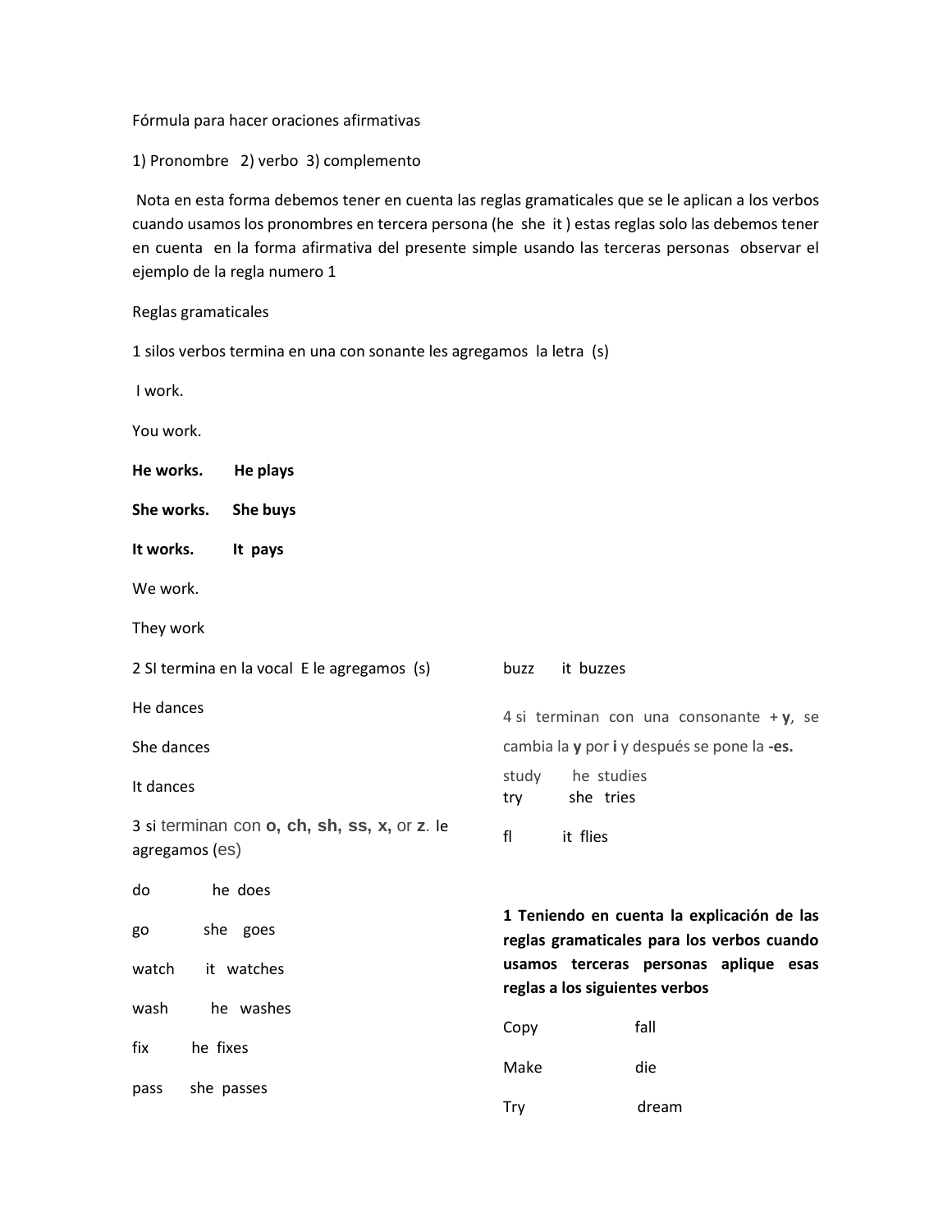Fórmula para hacer oraciones afirmativas

1) Pronombre 2) verbo 3) complemento

Nota en esta forma debemos tener en cuenta las reglas gramaticales que se le aplican a los verbos cuando usamos los pronombres en tercera persona (he she it ) estas reglas solo las debemos tener en cuenta en la forma afirmativa del presente simple usando las terceras personas observar el ejemplo de la regla numero 1

Reglas gramaticales

1 silos verbos termina en una con sonante les agregamos la letra (s)

I work.

You work.

**He works. He plays**

**She works. She buys**

**It works. It pays**

We work.

They work

2 SI termina en la vocal E le agregamos (s)

He dances

She dances

It dances

3 si terminan con **o, ch, sh, ss, x,** or **z**. le agregamos (es)

do he does

go she goes

watch it watches

wash he washes

fix he fixes

pass she passes

buzz it buzzes

4 si terminan con una consonante + **y**, se cambia la **y** por **i** y después se pone la **-es.**

study he studies

try she tries

fl it flies

**1 Teniendo en cuenta la explicación de las reglas gramaticales para los verbos cuando usamos terceras personas aplique esas reglas a los siguientes verbos**

Copy fall

Make die

Try dream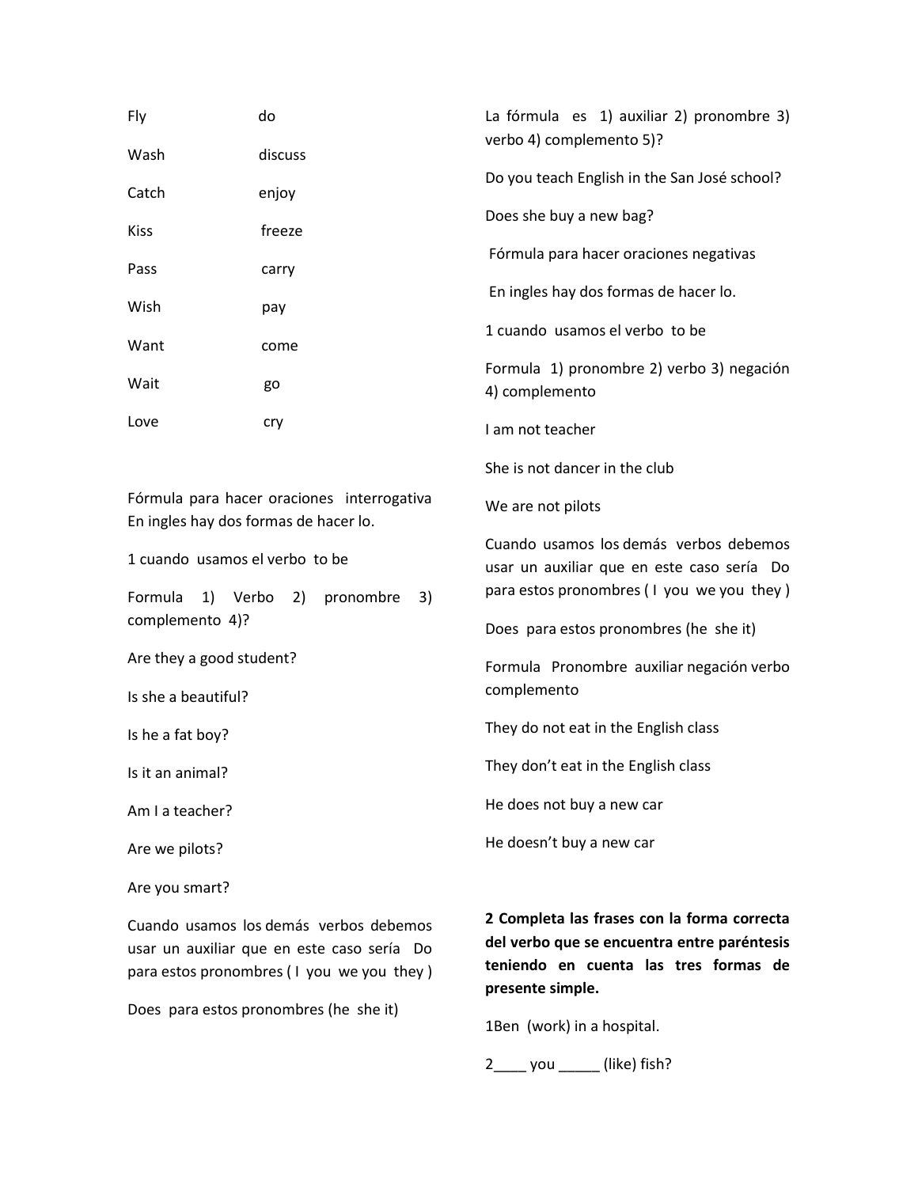| | |
|---|---|
| Fly | do |
| Wash | discuss |
| Catch | enjoy |
| Kiss | freeze |
| Pass | carry |
| Wish | pay |
| Want | come |
| Wait | go |
| Love | cry |

Fórmula para hacer oraciones interrogativa En ingles hay dos formas de hacer lo.

1 cuando usamos el verbo to be

Formula 1) Verbo 2) pronombre 3) complemento 4)?

Are they a good student?

Is she a beautiful?

Is he a fat boy?

Is it an animal?

Am I a teacher?

Are we pilots?

Are you smart?

Cuando usamos los demás verbos debemos usar un auxiliar que en este caso sería Do para estos pronombres ( I you we you they )

Does para estos pronombres (he she it)

La fórmula es 1) auxiliar 2) pronombre 3) verbo 4) complemento 5)?

Do you teach English in the San José school?

Does she buy a new bag?

Fórmula para hacer oraciones negativas

En ingles hay dos formas de hacer lo.

1 cuando usamos el verbo to be

Formula 1) pronombre 2) verbo 3) negación 4) complemento

I am not teacher

She is not dancer in the club

We are not pilots

Cuando usamos los demás verbos debemos usar un auxiliar que en este caso sería Do para estos pronombres ( I you we you they )

Does para estos pronombres (he she it)

Formula Pronombre auxiliar negación verbo complemento

They do not eat in the English class

They don't eat in the English class

He does not buy a new car

He doesn't buy a new car

**2 Completa las frases con la forma correcta del verbo que se encuentra entre paréntesis teniendo en cuenta las tres formas de presente simple.**

1Ben (work) in a hospital.

2____ you _____ (like) fish?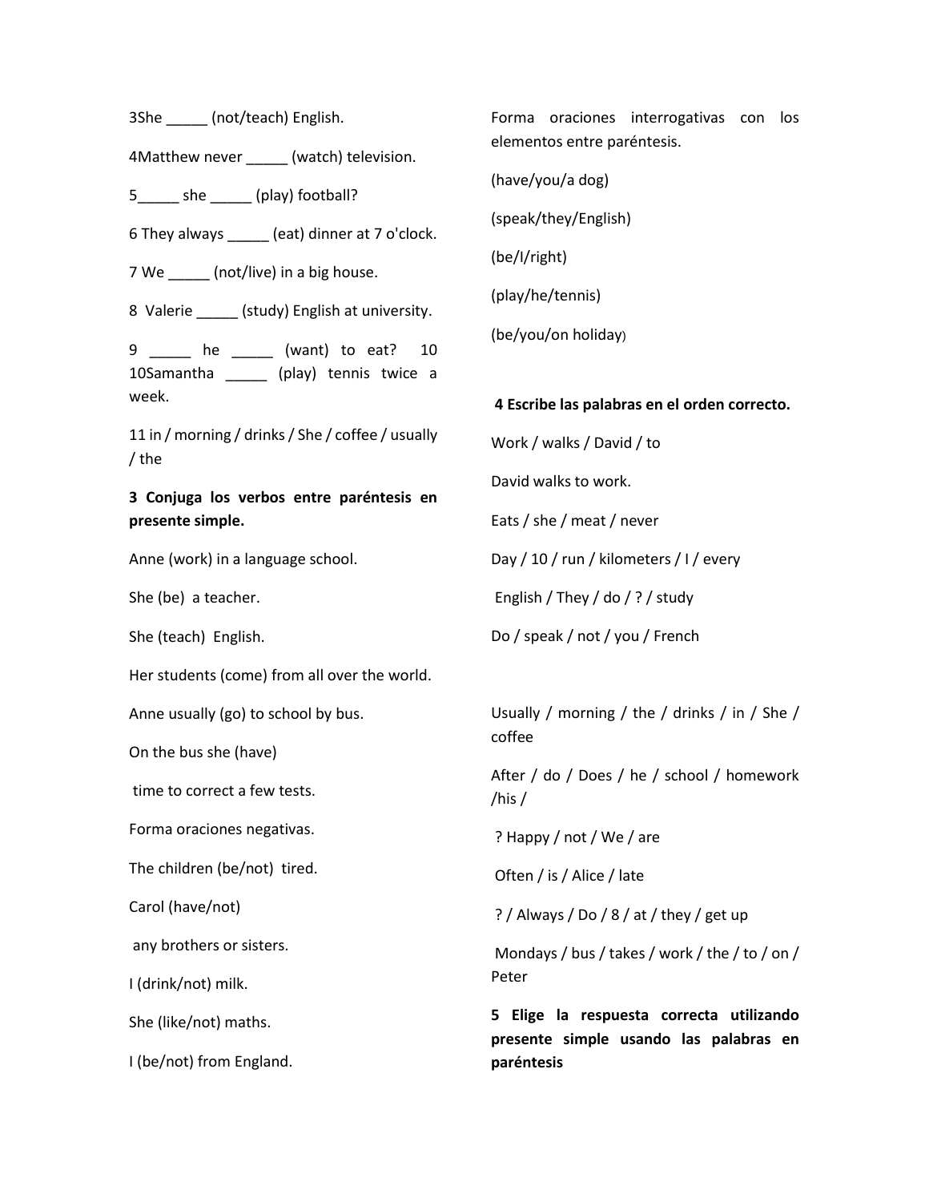3She _____ (not/teach) English.

4Matthew never _____ (watch) television.

5_____ she _____ (play) football?

6 They always _____ (eat) dinner at 7 o'clock.

7 We _____ (not/live) in a big house.

8 Valerie _____ (study) English at university.

9 _____ he _____ (want) to eat? 10 10Samantha _____ (play) tennis twice a week.

11 in / morning / drinks / She / coffee / usually / the

**3 Conjuga los verbos entre paréntesis en presente simple.**

Anne (work) in a language school.

She (be) a teacher.

She (teach) English.

Her students (come) from all over the world.

Anne usually (go) to school by bus.

On the bus she (have)

time to correct a few tests.

Forma oraciones negativas.

The children (be/not) tired.

Carol (have/not)

any brothers or sisters.

I (drink/not) milk.

She (like/not) maths.

I (be/not) from England.

Forma oraciones interrogativas con los elementos entre paréntesis.

(have/you/a dog)

(speak/they/English)

(be/I/right)

(play/he/tennis)

(be/you/on holiday)

**4 Escribe las palabras en el orden correcto.**

Work / walks / David / to

David walks to work.

Eats / she / meat / never

Day / 10 / run / kilometers / I / every

English / They / do / ? / study

Do / speak / not / you / French

Usually / morning / the / drinks / in / She / coffee

After / do / Does / he / school / homework /his /

? Happy / not / We / are

Often / is / Alice / late

? / Always / Do / 8 / at / they / get up

Mondays / bus / takes / work / the / to / on / Peter

**5 Elige la respuesta correcta utilizando presente simple usando las palabras en paréntesis**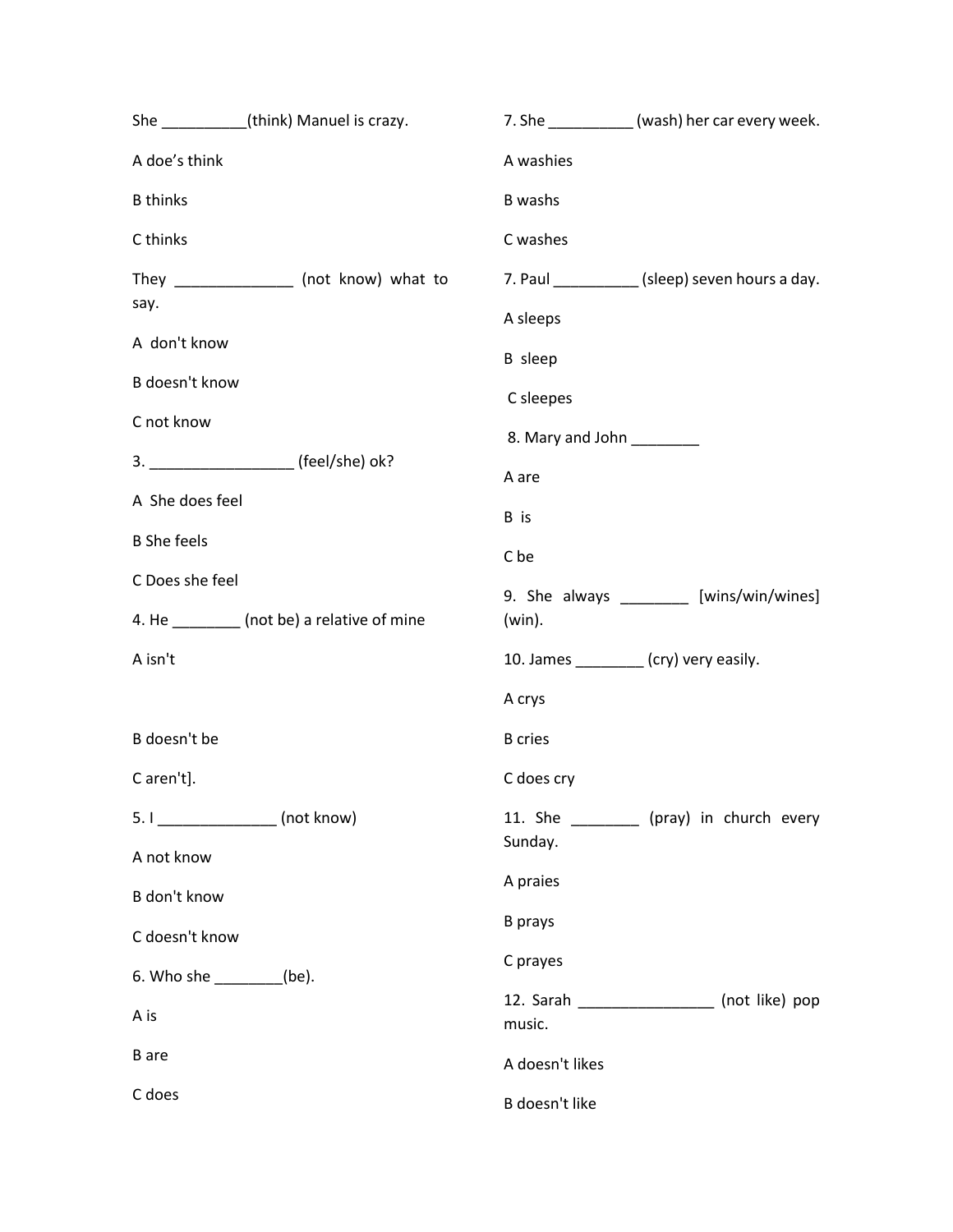She __________(think) Manuel is crazy.

A doe’s think

B thinks

C thinks

They ______________ (not know) what to say.

A don't know

B doesn't know

C not know

3. _________________ (feel/she) ok?

A She does feel

B She feels

C Does she feel

4. He ________ (not be) a relative of mine

A isn't

B doesn't be

C aren't].

5. I _______________ (not know)

A not know

B don't know

C doesn't know

6. Who she ________(be).

A is

B are

C does

7. She __________ (wash) her car every week.

A washies

B washs

C washes

7. Paul __________ (sleep) seven hours a day.

A sleeps

B sleep

C sleepes

8. Mary and John ________

A are

B is

C be

9. She always ________ [wins/win/wines] (win).

10. James ________ (cry) very easily.

A crys

B cries

C does cry

11. She ________ (pray) in church every Sunday.

A praies

B prays

C prayes

12. Sarah ________________ (not like) pop music.

A doesn't likes

B doesn't like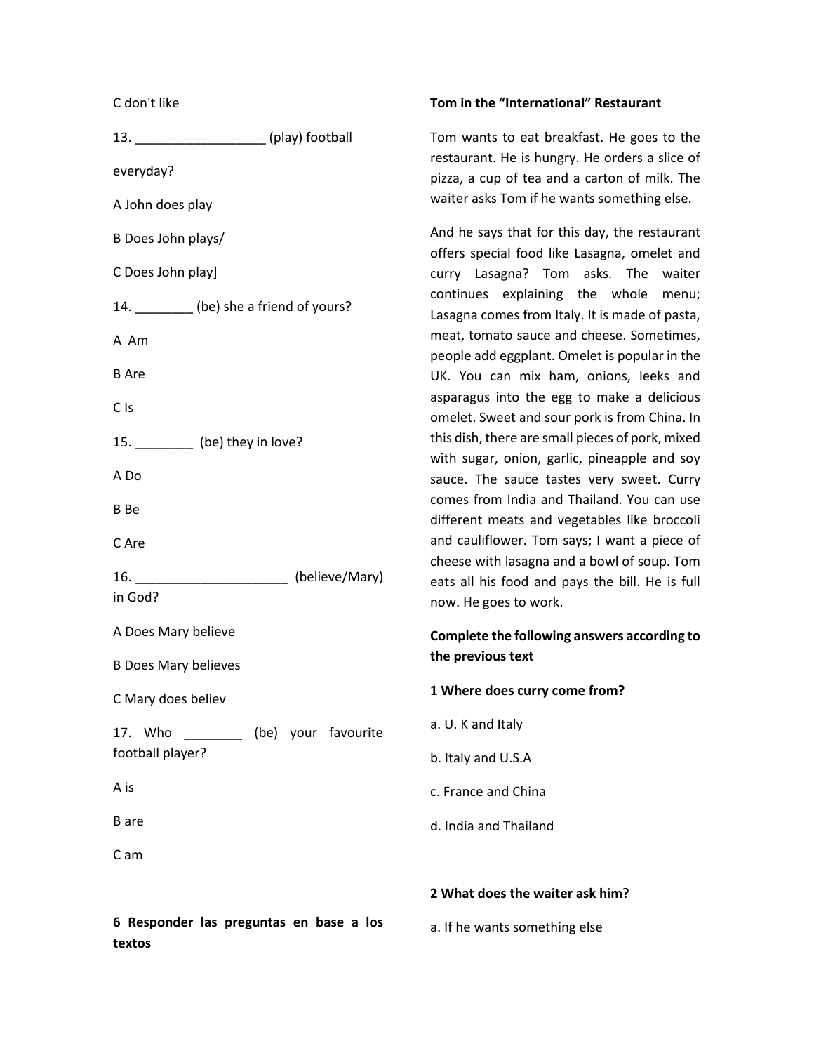C don't like

13. __________________ (play) football everyday?

A John does play

B Does John plays/

C Does John play]

14. ________ (be) she a friend of yours?

A  Am

B Are

C Is

15. ________  (be) they in love?

A Do

B Be

C Are

16. _____________________ (believe/Mary) in God?

A Does Mary believe

B Does Mary believes

C Mary does believ

17. Who ________ (be) your favourite football player?

A is

B are

C am

**6 Responder las preguntas en base a los textos**

**Tom in the "International" Restaurant**

Tom wants to eat breakfast. He goes to the restaurant. He is hungry. He orders a slice of pizza, a cup of tea and a carton of milk. The waiter asks Tom if he wants something else.

And he says that for this day, the restaurant offers special food like Lasagna, omelet and curry Lasagna? Tom asks. The waiter continues explaining the whole menu; Lasagna comes from Italy. It is made of pasta, meat, tomato sauce and cheese. Sometimes, people add eggplant. Omelet is popular in the UK. You can mix ham, onions, leeks and asparagus into the egg to make a delicious omelet. Sweet and sour pork is from China. In this dish, there are small pieces of pork, mixed with sugar, onion, garlic, pineapple and soy sauce. The sauce tastes very sweet. Curry comes from India and Thailand. You can use different meats and vegetables like broccoli and cauliflower. Tom says; I want a piece of cheese with lasagna and a bowl of soup. Tom eats all his food and pays the bill. He is full now. He goes to work.

**Complete the following answers according to the previous text**

**1 Where does curry come from?**

a. U. K and Italy

b. Italy and U.S.A

c. France and China

d. India and Thailand

**2 What does the waiter ask him?**

a. If he wants something else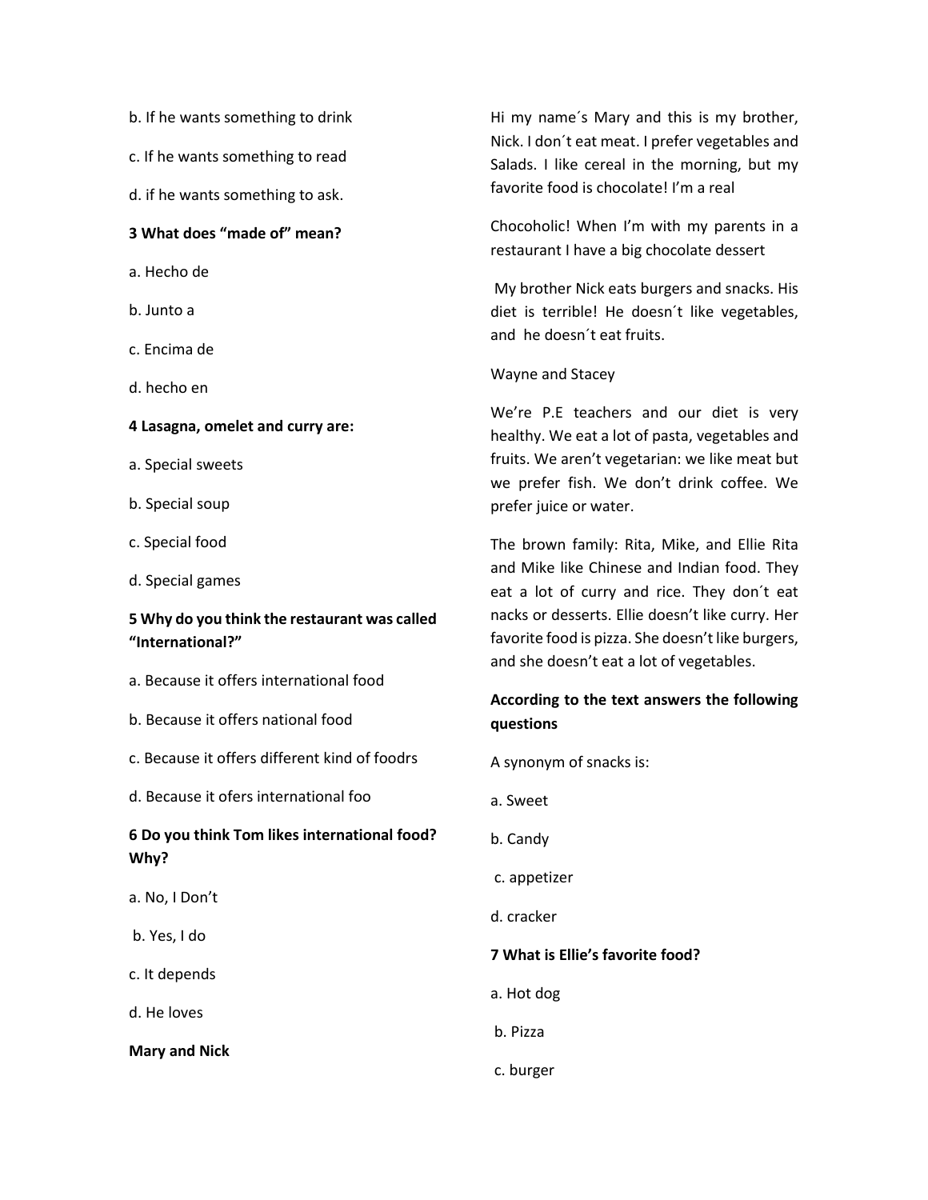b. If he wants something to drink

c. If he wants something to read

d. if he wants something to ask.

**3 What does "made of" mean?**

a. Hecho de

b. Junto a

c. Encima de

d. hecho en

**4 Lasagna, omelet and curry are:**

a. Special sweets

b. Special soup

c. Special food

d. Special games

**5 Why do you think the restaurant was called "International?"**

a. Because it offers international food

b. Because it offers national food

c. Because it offers different kind of foodrs

d. Because it ofers international foo

**6 Do you think Tom likes international food? Why?**

a. No, I Don't

b. Yes, I do

c. It depends

d. He loves

**Mary and Nick**

Hi my name´s Mary and this is my brother, Nick. I don´t eat meat. I prefer vegetables and Salads. I like cereal in the morning, but my favorite food is chocolate! I'm a real

Chocoholic! When I'm with my parents in a restaurant I have a big chocolate dessert

My brother Nick eats burgers and snacks. His diet is terrible! He doesn´t like vegetables, and he doesn´t eat fruits.

Wayne and Stacey

We're P.E teachers and our diet is very healthy. We eat a lot of pasta, vegetables and fruits. We aren't vegetarian: we like meat but we prefer fish. We don't drink coffee. We prefer juice or water.

The brown family: Rita, Mike, and Ellie Rita and Mike like Chinese and Indian food. They eat a lot of curry and rice. They don´t eat nacks or desserts. Ellie doesn't like curry. Her favorite food is pizza. She doesn't like burgers, and she doesn't eat a lot of vegetables.

**According to the text answers the following questions**

A synonym of snacks is:

a. Sweet

b. Candy

c. appetizer

d. cracker

**7 What is Ellie's favorite food?**

a. Hot dog

b. Pizza

c. burger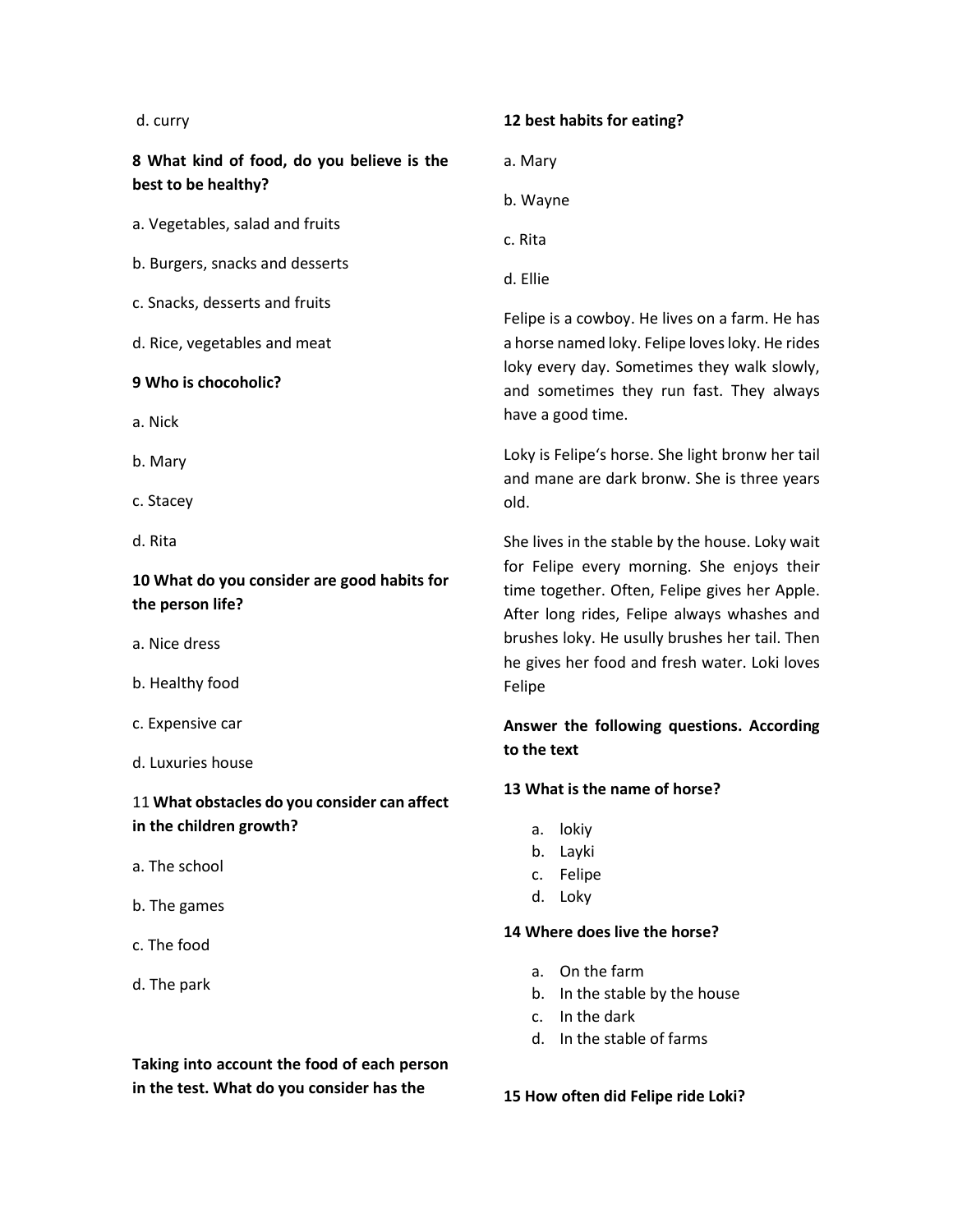d. curry

**8 What kind of food, do you believe is the best to be healthy?**

a. Vegetables, salad and fruits

b. Burgers, snacks and desserts

c. Snacks, desserts and fruits

d. Rice, vegetables and meat

**9 Who is chocoholic?**

a. Nick

b. Mary

c. Stacey

d. Rita

**10 What do you consider are good habits for the person life?**

a. Nice dress

b. Healthy food

c. Expensive car

d. Luxuries house

11 **What obstacles do you consider can affect in the children growth?**

a. The school

b. The games

c. The food

d. The park

**Taking into account the food of each person in the test. What do you consider has the 12 best habits for eating?**

a. Mary

b. Wayne

c. Rita

d. Ellie

Felipe is a cowboy. He lives on a farm. He has a horse named loky. Felipe loves loky. He rides loky every day. Sometimes they walk slowly, and sometimes they run fast. They always have a good time.

Loky is Felipe's horse. She light bronw her tail and mane are dark bronw. She is three years old.

She lives in the stable by the house. Loky wait for Felipe every morning. She enjoys their time together. Often, Felipe gives her Apple. After long rides, Felipe always whashes and brushes loky. He usully brushes her tail. Then he gives her food and fresh water. Loki loves Felipe

**Answer the following questions. According to the text**

**13 What is the name of horse?**

a. lokiy
b. Layki
c. Felipe
d. Loky

**14 Where does live the horse?**

a. On the farm
b. In the stable by the house
c. In the dark
d. In the stable of farms

**15 How often did Felipe ride Loki?**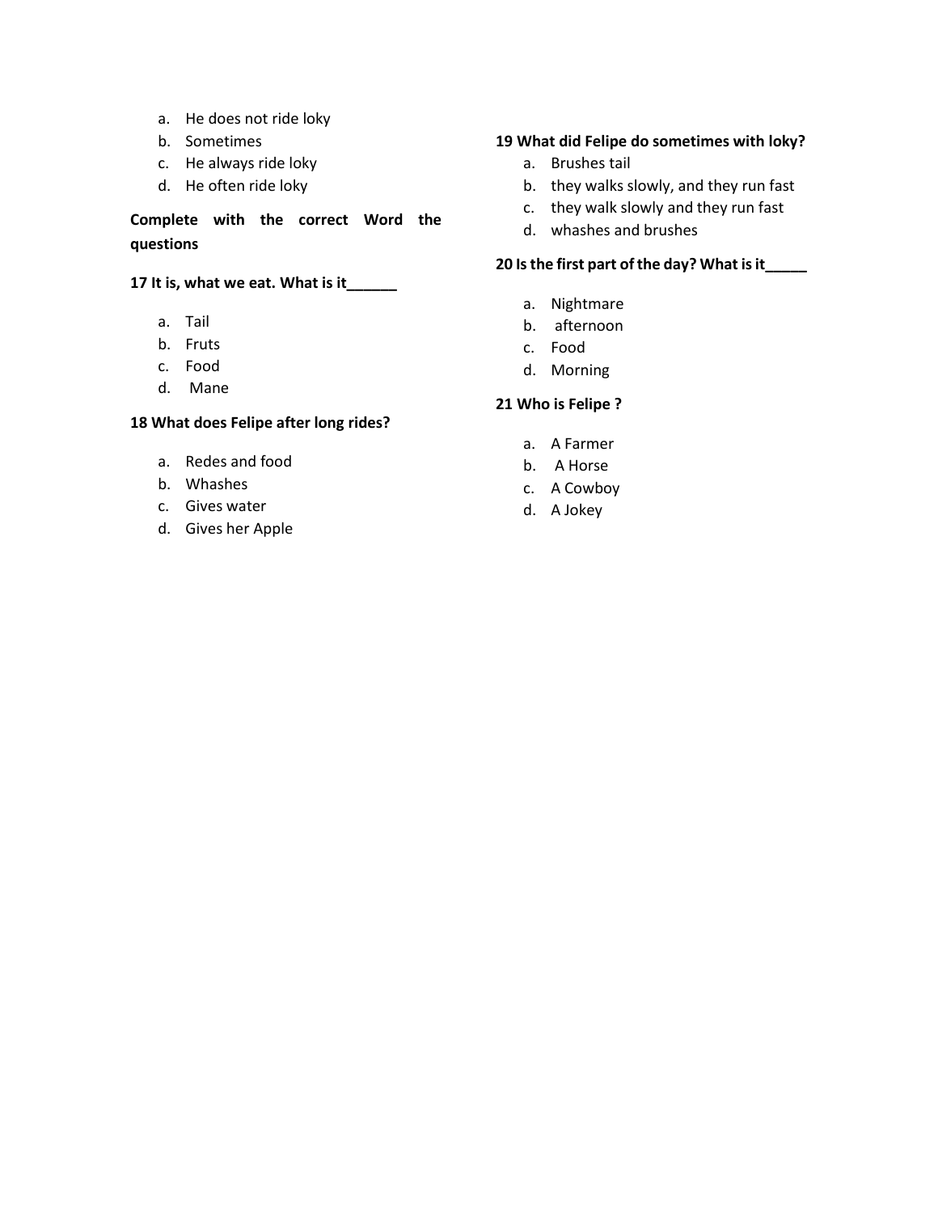a. He does not ride loky
b. Sometimes
c. He always ride loky
d. He often ride loky

**Complete with the correct Word the questions**

**17 It is, what we eat. What is it______**

a. Tail
b. Fruts
c. Food
d. Mane

**18 What does Felipe after long rides?**

a. Redes and food
b. Whashes
c. Gives water
d. Gives her Apple

**19 What did Felipe do sometimes with loky?**

a. Brushes tail
b. they walks slowly, and they run fast
c. they walk slowly and they run fast
d. whashes and brushes

**20 Is the first part of the day? What is it_____**

a. Nightmare
b. afternoon
c. Food
d. Morning

**21 Who is Felipe ?**

a. A Farmer
b. A Horse
c. A Cowboy
d. A Jokey